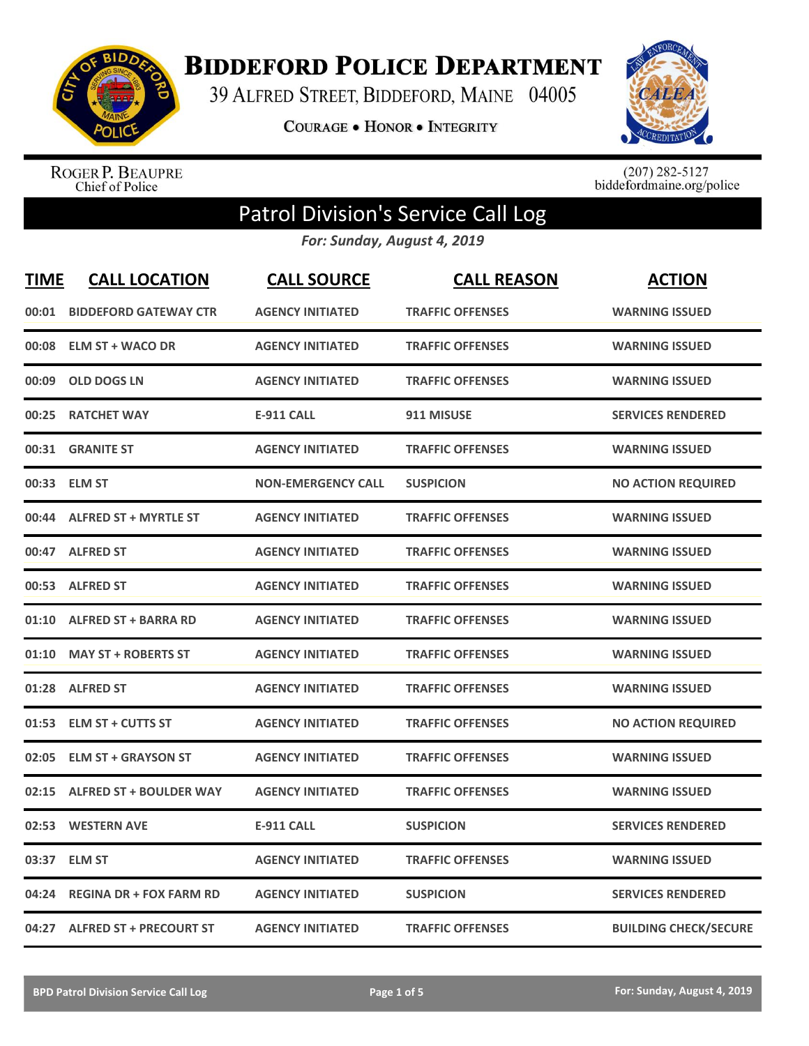# Biddeford Police Department

39 Alfred Street, Biddeford, Maine 04005

Courage • Honor • Integrity

Roger P. Beaupre
Chief of Police

(207) 282-5127
biddefordmaine.org/police

## Patrol Division's Service Call Log

*For: Sunday, August 4, 2019*

| TIME | CALL LOCATION | CALL SOURCE | CALL REASON | ACTION |
|---|---|---|---|---|
| 00:01 | BIDDEFORD GATEWAY CTR | AGENCY INITIATED | TRAFFIC OFFENSES | WARNING ISSUED |
| 00:08 | ELM ST + WACO DR | AGENCY INITIATED | TRAFFIC OFFENSES | WARNING ISSUED |
| 00:09 | OLD DOGS LN | AGENCY INITIATED | TRAFFIC OFFENSES | WARNING ISSUED |
| 00:25 | RATCHET WAY | E-911 CALL | 911 MISUSE | SERVICES RENDERED |
| 00:31 | GRANITE ST | AGENCY INITIATED | TRAFFIC OFFENSES | WARNING ISSUED |
| 00:33 | ELM ST | NON-EMERGENCY CALL | SUSPICION | NO ACTION REQUIRED |
| 00:44 | ALFRED ST + MYRTLE ST | AGENCY INITIATED | TRAFFIC OFFENSES | WARNING ISSUED |
| 00:47 | ALFRED ST | AGENCY INITIATED | TRAFFIC OFFENSES | WARNING ISSUED |
| 00:53 | ALFRED ST | AGENCY INITIATED | TRAFFIC OFFENSES | WARNING ISSUED |
| 01:10 | ALFRED ST + BARRA RD | AGENCY INITIATED | TRAFFIC OFFENSES | WARNING ISSUED |
| 01:10 | MAY ST + ROBERTS ST | AGENCY INITIATED | TRAFFIC OFFENSES | WARNING ISSUED |
| 01:28 | ALFRED ST | AGENCY INITIATED | TRAFFIC OFFENSES | WARNING ISSUED |
| 01:53 | ELM ST + CUTTS ST | AGENCY INITIATED | TRAFFIC OFFENSES | NO ACTION REQUIRED |
| 02:05 | ELM ST + GRAYSON ST | AGENCY INITIATED | TRAFFIC OFFENSES | WARNING ISSUED |
| 02:15 | ALFRED ST + BOULDER WAY | AGENCY INITIATED | TRAFFIC OFFENSES | WARNING ISSUED |
| 02:53 | WESTERN AVE | E-911 CALL | SUSPICION | SERVICES RENDERED |
| 03:37 | ELM ST | AGENCY INITIATED | TRAFFIC OFFENSES | WARNING ISSUED |
| 04:24 | REGINA DR + FOX FARM RD | AGENCY INITIATED | SUSPICION | SERVICES RENDERED |
| 04:27 | ALFRED ST + PRECOURT ST | AGENCY INITIATED | TRAFFIC OFFENSES | BUILDING CHECK/SECURE |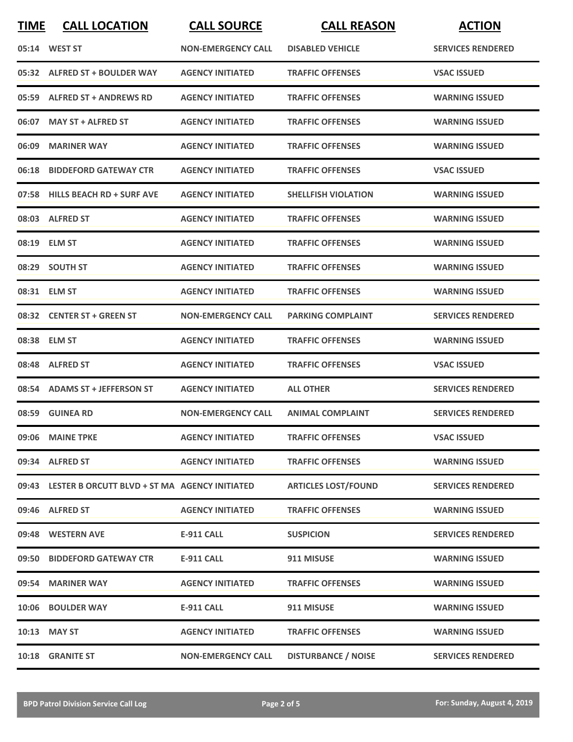| TIME | CALL LOCATION | CALL SOURCE | CALL REASON | ACTION |
|---|---|---|---|---|
| 05:14 | WEST ST | NON-EMERGENCY CALL | DISABLED VEHICLE | SERVICES RENDERED |
| 05:32 | ALFRED ST + BOULDER WAY | AGENCY INITIATED | TRAFFIC OFFENSES | VSAC ISSUED |
| 05:59 | ALFRED ST + ANDREWS RD | AGENCY INITIATED | TRAFFIC OFFENSES | WARNING ISSUED |
| 06:07 | MAY ST + ALFRED ST | AGENCY INITIATED | TRAFFIC OFFENSES | WARNING ISSUED |
| 06:09 | MARINER WAY | AGENCY INITIATED | TRAFFIC OFFENSES | WARNING ISSUED |
| 06:18 | BIDDEFORD GATEWAY CTR | AGENCY INITIATED | TRAFFIC OFFENSES | VSAC ISSUED |
| 07:58 | HILLS BEACH RD + SURF AVE | AGENCY INITIATED | SHELLFISH VIOLATION | WARNING ISSUED |
| 08:03 | ALFRED ST | AGENCY INITIATED | TRAFFIC OFFENSES | WARNING ISSUED |
| 08:19 | ELM ST | AGENCY INITIATED | TRAFFIC OFFENSES | WARNING ISSUED |
| 08:29 | SOUTH ST | AGENCY INITIATED | TRAFFIC OFFENSES | WARNING ISSUED |
| 08:31 | ELM ST | AGENCY INITIATED | TRAFFIC OFFENSES | WARNING ISSUED |
| 08:32 | CENTER ST + GREEN ST | NON-EMERGENCY CALL | PARKING COMPLAINT | SERVICES RENDERED |
| 08:38 | ELM ST | AGENCY INITIATED | TRAFFIC OFFENSES | WARNING ISSUED |
| 08:48 | ALFRED ST | AGENCY INITIATED | TRAFFIC OFFENSES | VSAC ISSUED |
| 08:54 | ADAMS ST + JEFFERSON ST | AGENCY INITIATED | ALL OTHER | SERVICES RENDERED |
| 08:59 | GUINEA RD | NON-EMERGENCY CALL | ANIMAL COMPLAINT | SERVICES RENDERED |
| 09:06 | MAINE TPKE | AGENCY INITIATED | TRAFFIC OFFENSES | VSAC ISSUED |
| 09:34 | ALFRED ST | AGENCY INITIATED | TRAFFIC OFFENSES | WARNING ISSUED |
| 09:43 | LESTER B ORCUTT BLVD + ST MA | AGENCY INITIATED | ARTICLES LOST/FOUND | SERVICES RENDERED |
| 09:46 | ALFRED ST | AGENCY INITIATED | TRAFFIC OFFENSES | WARNING ISSUED |
| 09:48 | WESTERN AVE | E-911 CALL | SUSPICION | SERVICES RENDERED |
| 09:50 | BIDDEFORD GATEWAY CTR | E-911 CALL | 911 MISUSE | WARNING ISSUED |
| 09:54 | MARINER WAY | AGENCY INITIATED | TRAFFIC OFFENSES | WARNING ISSUED |
| 10:06 | BOULDER WAY | E-911 CALL | 911 MISUSE | WARNING ISSUED |
| 10:13 | MAY ST | AGENCY INITIATED | TRAFFIC OFFENSES | WARNING ISSUED |
| 10:18 | GRANITE ST | NON-EMERGENCY CALL | DISTURBANCE / NOISE | SERVICES RENDERED |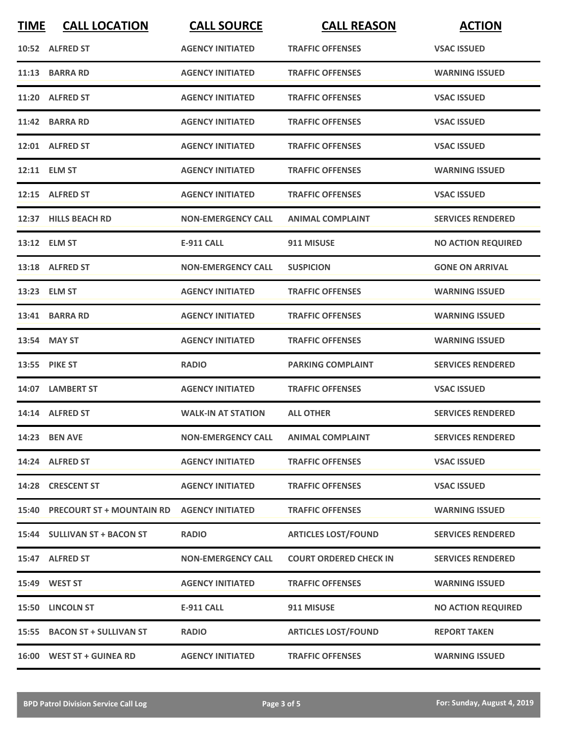| TIME | CALL LOCATION | CALL SOURCE | CALL REASON | ACTION |
|---|---|---|---|---|
| 10:52 | ALFRED ST | AGENCY INITIATED | TRAFFIC OFFENSES | VSAC ISSUED |
| 11:13 | BARRA RD | AGENCY INITIATED | TRAFFIC OFFENSES | WARNING ISSUED |
| 11:20 | ALFRED ST | AGENCY INITIATED | TRAFFIC OFFENSES | VSAC ISSUED |
| 11:42 | BARRA RD | AGENCY INITIATED | TRAFFIC OFFENSES | VSAC ISSUED |
| 12:01 | ALFRED ST | AGENCY INITIATED | TRAFFIC OFFENSES | VSAC ISSUED |
| 12:11 | ELM ST | AGENCY INITIATED | TRAFFIC OFFENSES | WARNING ISSUED |
| 12:15 | ALFRED ST | AGENCY INITIATED | TRAFFIC OFFENSES | VSAC ISSUED |
| 12:37 | HILLS BEACH RD | NON-EMERGENCY CALL | ANIMAL COMPLAINT | SERVICES RENDERED |
| 13:12 | ELM ST | E-911 CALL | 911 MISUSE | NO ACTION REQUIRED |
| 13:18 | ALFRED ST | NON-EMERGENCY CALL | SUSPICION | GONE ON ARRIVAL |
| 13:23 | ELM ST | AGENCY INITIATED | TRAFFIC OFFENSES | WARNING ISSUED |
| 13:41 | BARRA RD | AGENCY INITIATED | TRAFFIC OFFENSES | WARNING ISSUED |
| 13:54 | MAY ST | AGENCY INITIATED | TRAFFIC OFFENSES | WARNING ISSUED |
| 13:55 | PIKE ST | RADIO | PARKING COMPLAINT | SERVICES RENDERED |
| 14:07 | LAMBERT ST | AGENCY INITIATED | TRAFFIC OFFENSES | VSAC ISSUED |
| 14:14 | ALFRED ST | WALK-IN AT STATION | ALL OTHER | SERVICES RENDERED |
| 14:23 | BEN AVE | NON-EMERGENCY CALL | ANIMAL COMPLAINT | SERVICES RENDERED |
| 14:24 | ALFRED ST | AGENCY INITIATED | TRAFFIC OFFENSES | VSAC ISSUED |
| 14:28 | CRESCENT ST | AGENCY INITIATED | TRAFFIC OFFENSES | VSAC ISSUED |
| 15:40 | PRECOURT ST + MOUNTAIN RD | AGENCY INITIATED | TRAFFIC OFFENSES | WARNING ISSUED |
| 15:44 | SULLIVAN ST + BACON ST | RADIO | ARTICLES LOST/FOUND | SERVICES RENDERED |
| 15:47 | ALFRED ST | NON-EMERGENCY CALL | COURT ORDERED CHECK IN | SERVICES RENDERED |
| 15:49 | WEST ST | AGENCY INITIATED | TRAFFIC OFFENSES | WARNING ISSUED |
| 15:50 | LINCOLN ST | E-911 CALL | 911 MISUSE | NO ACTION REQUIRED |
| 15:55 | BACON ST + SULLIVAN ST | RADIO | ARTICLES LOST/FOUND | REPORT TAKEN |
| 16:00 | WEST ST + GUINEA RD | AGENCY INITIATED | TRAFFIC OFFENSES | WARNING ISSUED |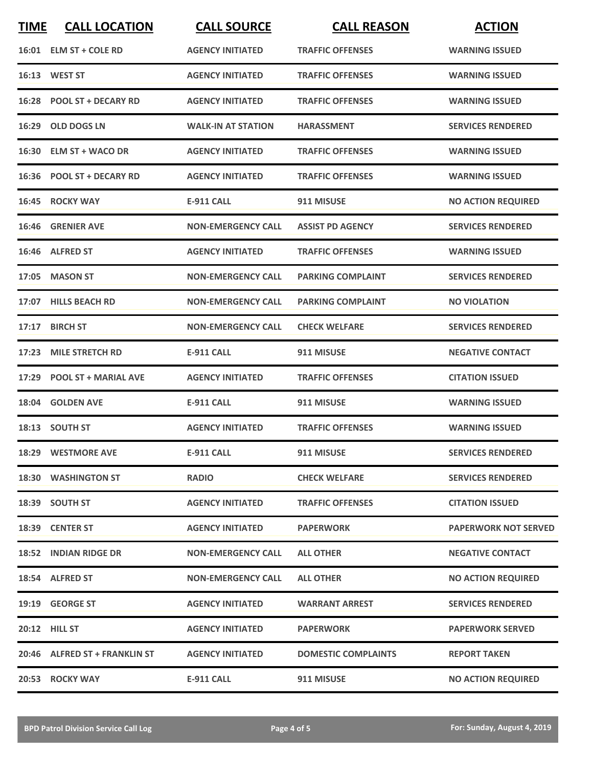| TIME | CALL LOCATION | CALL SOURCE | CALL REASON | ACTION |
|---|---|---|---|---|
| 16:01 | ELM ST + COLE RD | AGENCY INITIATED | TRAFFIC OFFENSES | WARNING ISSUED |
| 16:13 | WEST ST | AGENCY INITIATED | TRAFFIC OFFENSES | WARNING ISSUED |
| 16:28 | POOL ST + DECARY RD | AGENCY INITIATED | TRAFFIC OFFENSES | WARNING ISSUED |
| 16:29 | OLD DOGS LN | WALK-IN AT STATION | HARASSMENT | SERVICES RENDERED |
| 16:30 | ELM ST + WACO DR | AGENCY INITIATED | TRAFFIC OFFENSES | WARNING ISSUED |
| 16:36 | POOL ST + DECARY RD | AGENCY INITIATED | TRAFFIC OFFENSES | WARNING ISSUED |
| 16:45 | ROCKY WAY | E-911 CALL | 911 MISUSE | NO ACTION REQUIRED |
| 16:46 | GRENIER AVE | NON-EMERGENCY CALL | ASSIST PD AGENCY | SERVICES RENDERED |
| 16:46 | ALFRED ST | AGENCY INITIATED | TRAFFIC OFFENSES | WARNING ISSUED |
| 17:05 | MASON ST | NON-EMERGENCY CALL | PARKING COMPLAINT | SERVICES RENDERED |
| 17:07 | HILLS BEACH RD | NON-EMERGENCY CALL | PARKING COMPLAINT | NO VIOLATION |
| 17:17 | BIRCH ST | NON-EMERGENCY CALL | CHECK WELFARE | SERVICES RENDERED |
| 17:23 | MILE STRETCH RD | E-911 CALL | 911 MISUSE | NEGATIVE CONTACT |
| 17:29 | POOL ST + MARIAL AVE | AGENCY INITIATED | TRAFFIC OFFENSES | CITATION ISSUED |
| 18:04 | GOLDEN AVE | E-911 CALL | 911 MISUSE | WARNING ISSUED |
| 18:13 | SOUTH ST | AGENCY INITIATED | TRAFFIC OFFENSES | WARNING ISSUED |
| 18:29 | WESTMORE AVE | E-911 CALL | 911 MISUSE | SERVICES RENDERED |
| 18:30 | WASHINGTON ST | RADIO | CHECK WELFARE | SERVICES RENDERED |
| 18:39 | SOUTH ST | AGENCY INITIATED | TRAFFIC OFFENSES | CITATION ISSUED |
| 18:39 | CENTER ST | AGENCY INITIATED | PAPERWORK | PAPERWORK NOT SERVED |
| 18:52 | INDIAN RIDGE DR | NON-EMERGENCY CALL | ALL OTHER | NEGATIVE CONTACT |
| 18:54 | ALFRED ST | NON-EMERGENCY CALL | ALL OTHER | NO ACTION REQUIRED |
| 19:19 | GEORGE ST | AGENCY INITIATED | WARRANT ARREST | SERVICES RENDERED |
| 20:12 | HILL ST | AGENCY INITIATED | PAPERWORK | PAPERWORK SERVED |
| 20:46 | ALFRED ST + FRANKLIN ST | AGENCY INITIATED | DOMESTIC COMPLAINTS | REPORT TAKEN |
| 20:53 | ROCKY WAY | E-911 CALL | 911 MISUSE | NO ACTION REQUIRED |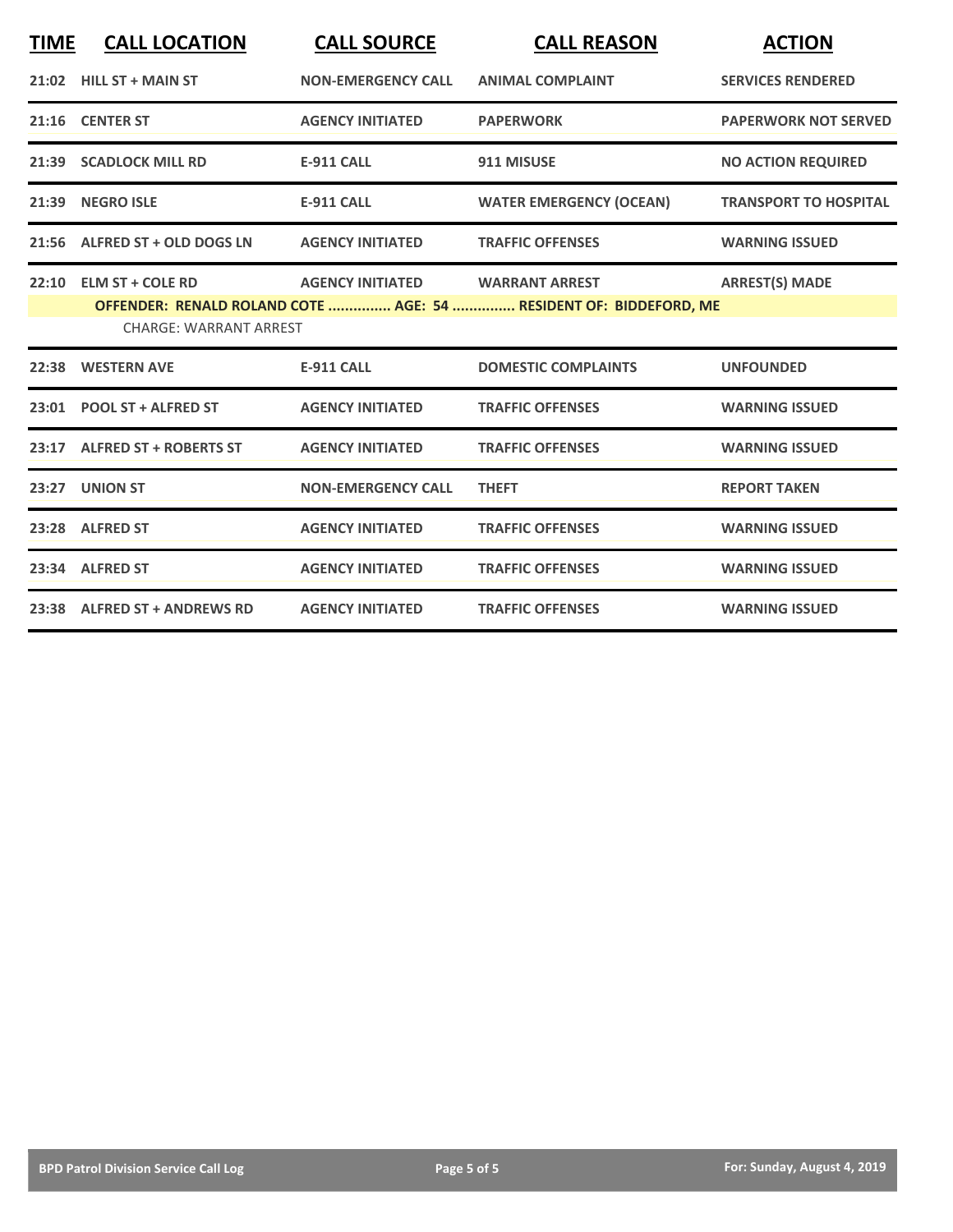| TIME | CALL LOCATION | CALL SOURCE | CALL REASON | ACTION |
|---|---|---|---|---|
| 21:02 | HILL ST + MAIN ST | NON-EMERGENCY CALL | ANIMAL COMPLAINT | SERVICES RENDERED |
| 21:16 | CENTER ST | AGENCY INITIATED | PAPERWORK | PAPERWORK NOT SERVED |
| 21:39 | SCADLOCK MILL RD | E-911 CALL | 911 MISUSE | NO ACTION REQUIRED |
| 21:39 | NEGRO ISLE | E-911 CALL | WATER EMERGENCY (OCEAN) | TRANSPORT TO HOSPITAL |
| 21:56 | ALFRED ST + OLD DOGS LN | AGENCY INITIATED | TRAFFIC OFFENSES | WARNING ISSUED |
| 22:10 | ELM ST + COLE RD | AGENCY INITIATED | WARRANT ARREST | ARREST(S) MADE |
| | OFFENDER: RENALD ROLAND COTE ............... AGE: 54 ............... RESIDENT OF: BIDDEFORD, ME | | | |
| | CHARGE: WARRANT ARREST | | | |
| 22:38 | WESTERN AVE | E-911 CALL | DOMESTIC COMPLAINTS | UNFOUNDED |
| 23:01 | POOL ST + ALFRED ST | AGENCY INITIATED | TRAFFIC OFFENSES | WARNING ISSUED |
| 23:17 | ALFRED ST + ROBERTS ST | AGENCY INITIATED | TRAFFIC OFFENSES | WARNING ISSUED |
| 23:27 | UNION ST | NON-EMERGENCY CALL | THEFT | REPORT TAKEN |
| 23:28 | ALFRED ST | AGENCY INITIATED | TRAFFIC OFFENSES | WARNING ISSUED |
| 23:34 | ALFRED ST | AGENCY INITIATED | TRAFFIC OFFENSES | WARNING ISSUED |
| 23:38 | ALFRED ST + ANDREWS RD | AGENCY INITIATED | TRAFFIC OFFENSES | WARNING ISSUED |